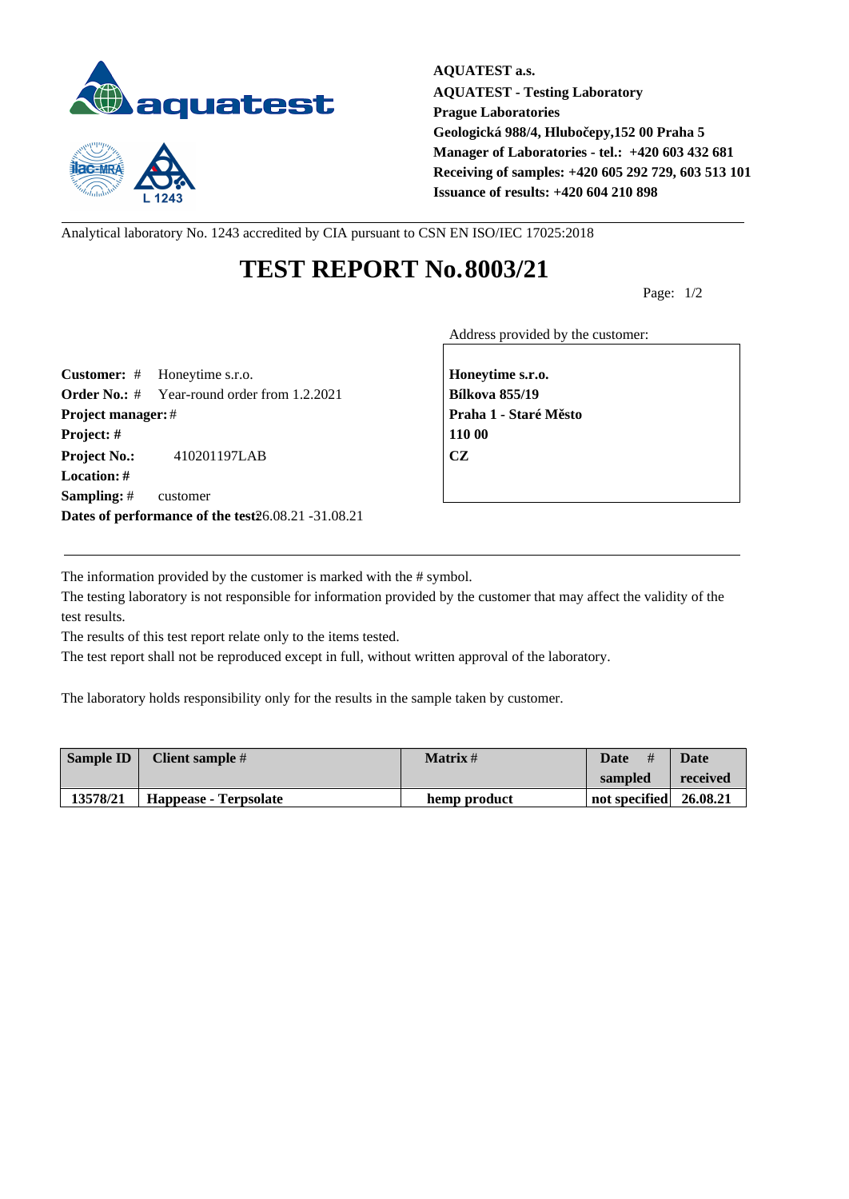**AQUATEST a.s.**
**AQUATEST - Testing Laboratory**
**Prague Laboratories**
**Geologická 988/4, Hlubočepy,152 00 Praha 5**
**Manager of Laboratories - tel.: +420 603 432 681**
**Receiving of samples: +420 605 292 729, 603 513 101**
**Issuance of results: +420 604 210 898**

Analytical laboratory No. 1243 accredited by CIA pursuant to CSN EN ISO/IEC 17025:2018

# TEST REPORT No.8003/21

**Customer:** # Honeytime s.r.o.
**Order No.:** # Year-round order from 1.2.2021
**Project manager:** #
**Project:** #
**Project No.:** 410201197LAB
**Location:** #
**Sampling:** # customer
**Dates of performance of the test:** 26.08.21 -31.08.21

Address provided by the customer:

**Honeytime s.r.o.**
**Bílkova 855/19**
**Praha 1 - Staré Město**
**110 00**
**CZ**

The information provided by the customer is marked with the # symbol.
The testing laboratory is not responsible for information provided by the customer that may affect the validity of the test results.
The results of this test report relate only to the items tested.
The test report shall not be reproduced except in full, without written approval of the laboratory.

The laboratory holds responsibility only for the results in the sample taken by customer.

| Sample ID | Client sample # | Matrix # | Date # sampled | Date received |
|---|---|---|---|---|
| 13578/21 | Happease - Terpsolate | hemp product | not specified | 26.08.21 |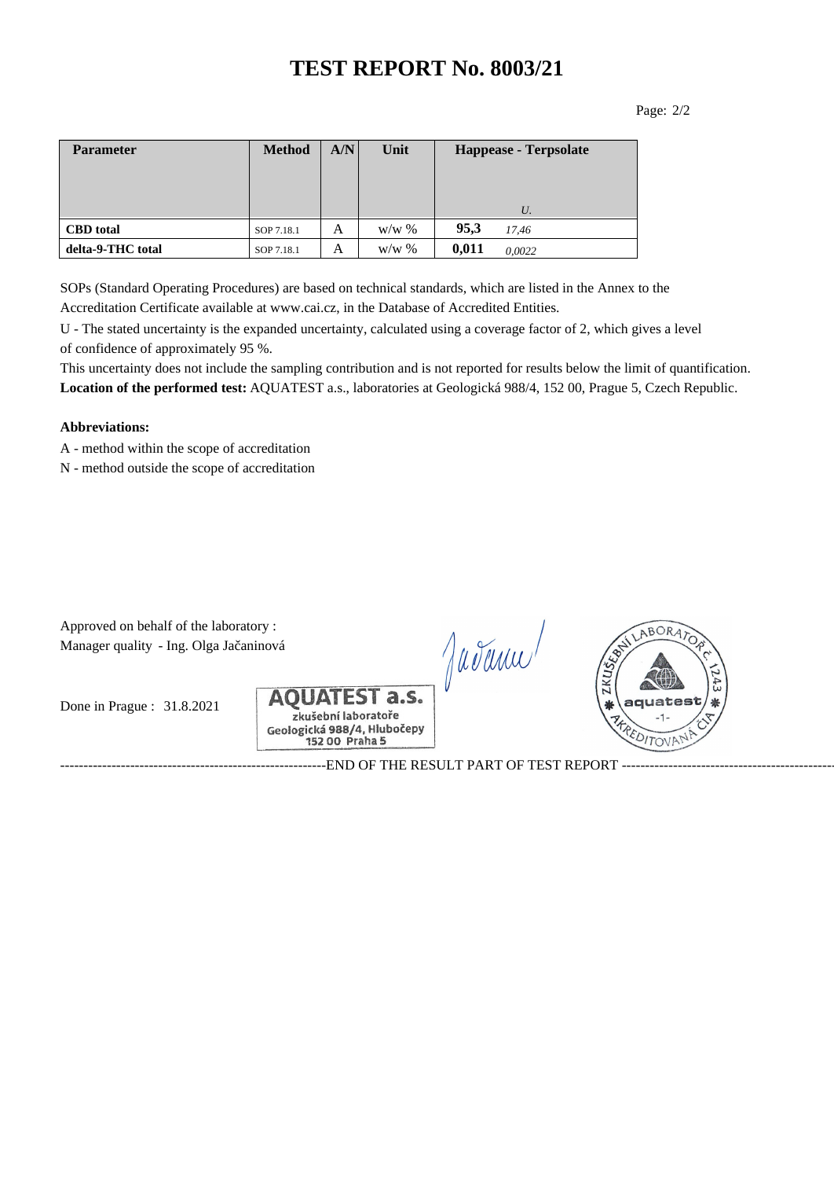# TEST REPORT No. 8003/21

| Parameter | Method | A/N | Unit | Happease - Terpsolate | |
|---|---|---|---|---|---|
| | | | | | *U.* |
| **CBD total** | SOP 7.18.1 | A | w/w % | **95,3** | *17,46* |
| **delta-9-THC total** | SOP 7.18.1 | A | w/w % | **0,011** | *0,0022* |

SOPs (Standard Operating Procedures) are based on technical standards, which are listed in the Annex to the Accreditation Certificate available at www.cai.cz, in the Database of Accredited Entities.

U - The stated uncertainty is the expanded uncertainty, calculated using a coverage factor of 2, which gives a level of confidence of approximately 95 %.

This uncertainty does not include the sampling contribution and is not reported for results below the limit of quantification.

**Location of the performed test:** AQUATEST a.s., laboratories at Geologická 988/4, 152 00, Prague 5, Czech Republic.

**Abbreviations:**

A - method within the scope of accreditation

N - method outside the scope of accreditation

Approved on behalf of the laboratory :
Manager quality - Ing. Olga Jačaninová

Done in Prague : 31.8.2021

AQUATEST a.s.
zkušební laboratoře
Geologická 988/4, Hlubočepy
152 00 Praha 5

ZKUŠEBNÍ LABORATOŘ č. 1243
aquatest
-1-
AKREDITOVANÁ ČIA

---------------------------------------------------------END OF THE RESULT PART OF TEST REPORT ---------------------------------------------------------